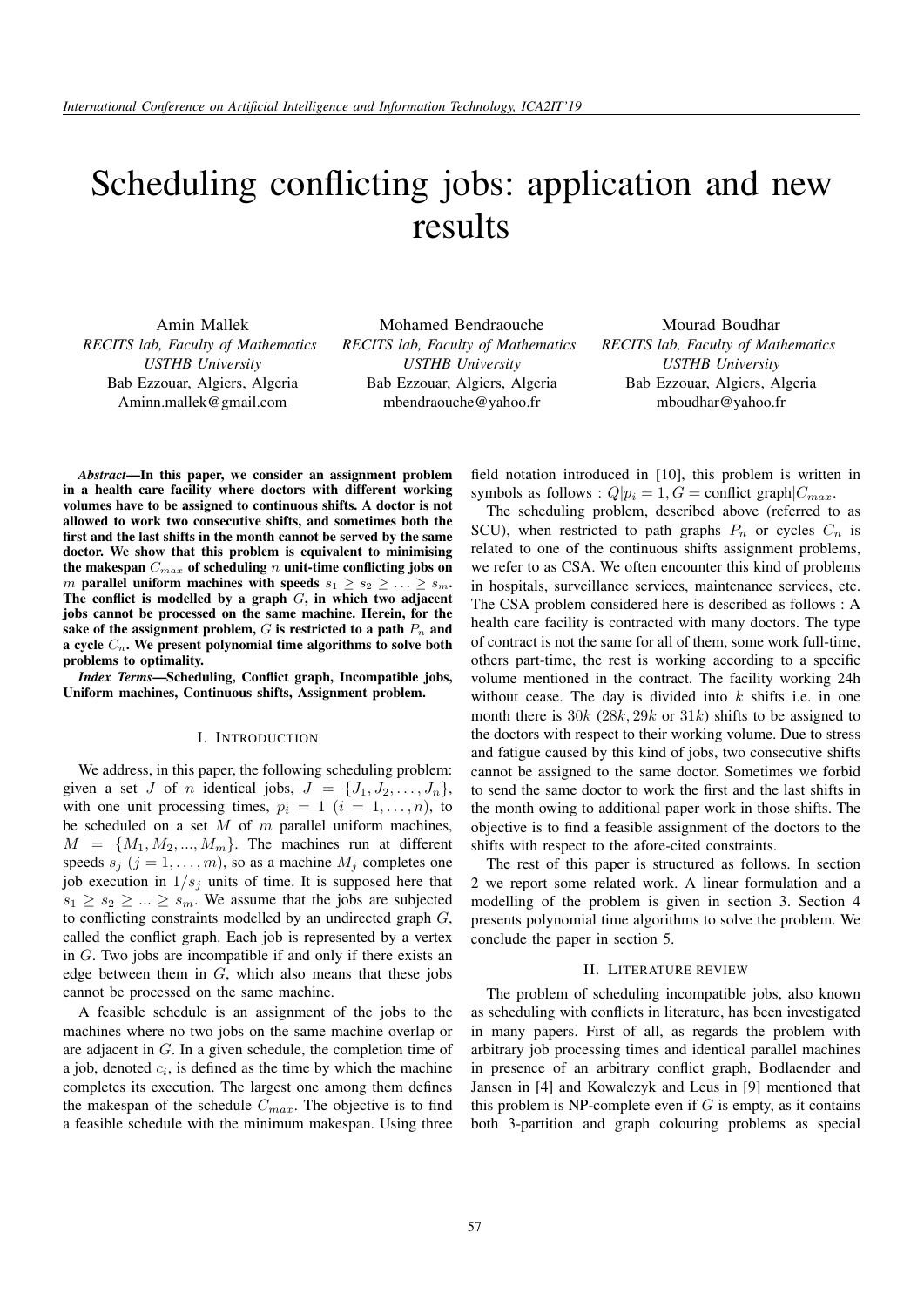# Scheduling conflicting jobs: application and new results

Amin Mallek
*RECITS lab, Faculty of Mathematics*
*USTHB University*
Bab Ezzouar, Algiers, Algeria
Aminn.mallek@gmail.com

Mohamed Bendraouche
*RECITS lab, Faculty of Mathematics*
*USTHB University*
Bab Ezzouar, Algiers, Algeria
mbendraouche@yahoo.fr

Mourad Boudhar
*RECITS lab, Faculty of Mathematics*
*USTHB University*
Bab Ezzouar, Algiers, Algeria
mboudhar@yahoo.fr

***Abstract*—In this paper, we consider an assignment problem in a health care facility where doctors with different working volumes have to be assigned to continuous shifts. A doctor is not allowed to work two consecutive shifts, and sometimes both the first and the last shifts in the month cannot be served by the same doctor. We show that this problem is equivalent to minimising the makespan $C_{max}$ of scheduling $n$ unit-time conflicting jobs on $m$ parallel uniform machines with speeds $s_1 \geq s_2 \geq \ldots \geq s_m$. The conflict is modelled by a graph $G$, in which two adjacent jobs cannot be processed on the same machine. Herein, for the sake of the assignment problem, $G$ is restricted to a path $P_n$ and a cycle $C_n$. We present polynomial time algorithms to solve both problems to optimality.**

***Index Terms*—Scheduling, Conflict graph, Incompatible jobs, Uniform machines, Continuous shifts, Assignment problem.**

## I. Introduction

We address, in this paper, the following scheduling problem: given a set $J$ of $n$ identical jobs, $J = \{J_1, J_2, \ldots, J_n\}$, with one unit processing times, $p_i = 1$ $(i = 1, \ldots, n)$, to be scheduled on a set $M$ of $m$ parallel uniform machines, $M = \{M_1, M_2, ..., M_m\}$. The machines run at different speeds $s_j$ $(j = 1, \ldots, m)$, so as a machine $M_j$ completes one job execution in $1/s_j$ units of time. It is supposed here that $s_1 \geq s_2 \geq ... \geq s_m$. We assume that the jobs are subjected to conflicting constraints modelled by an undirected graph $G$, called the conflict graph. Each job is represented by a vertex in $G$. Two jobs are incompatible if and only if there exists an edge between them in $G$, which also means that these jobs cannot be processed on the same machine.

A feasible schedule is an assignment of the jobs to the machines where no two jobs on the same machine overlap or are adjacent in $G$. In a given schedule, the completion time of a job, denoted $c_i$, is defined as the time by which the machine completes its execution. The largest one among them defines the makespan of the schedule $C_{max}$. The objective is to find a feasible schedule with the minimum makespan. Using three field notation introduced in [10], this problem is written in symbols as follows : $Q|p_i = 1, G = \text{conflict graph}|C_{max}$.

The scheduling problem, described above (referred to as SCU), when restricted to path graphs $P_n$ or cycles $C_n$ is related to one of the continuous shifts assignment problems, we refer to as CSA. We often encounter this kind of problems in hospitals, surveillance services, maintenance services, etc. The CSA problem considered here is described as follows : A health care facility is contracted with many doctors. The type of contract is not the same for all of them, some work full-time, others part-time, the rest is working according to a specific volume mentioned in the contract. The facility working 24h without cease. The day is divided into $k$ shifts i.e. in one month there is $30k$ ($28k, 29k$ or $31k$) shifts to be assigned to the doctors with respect to their working volume. Due to stress and fatigue caused by this kind of jobs, two consecutive shifts cannot be assigned to the same doctor. Sometimes we forbid to send the same doctor to work the first and the last shifts in the month owing to additional paper work in those shifts. The objective is to find a feasible assignment of the doctors to the shifts with respect to the afore-cited constraints.

The rest of this paper is structured as follows. In section 2 we report some related work. A linear formulation and a modelling of the problem is given in section 3. Section 4 presents polynomial time algorithms to solve the problem. We conclude the paper in section 5.

## II. Literature review

The problem of scheduling incompatible jobs, also known as scheduling with conflicts in literature, has been investigated in many papers. First of all, as regards the problem with arbitrary job processing times and identical parallel machines in presence of an arbitrary conflict graph, Bodlaender and Jansen in [4] and Kowalczyk and Leus in [9] mentioned that this problem is NP-complete even if $G$ is empty, as it contains both 3-partition and graph colouring problems as special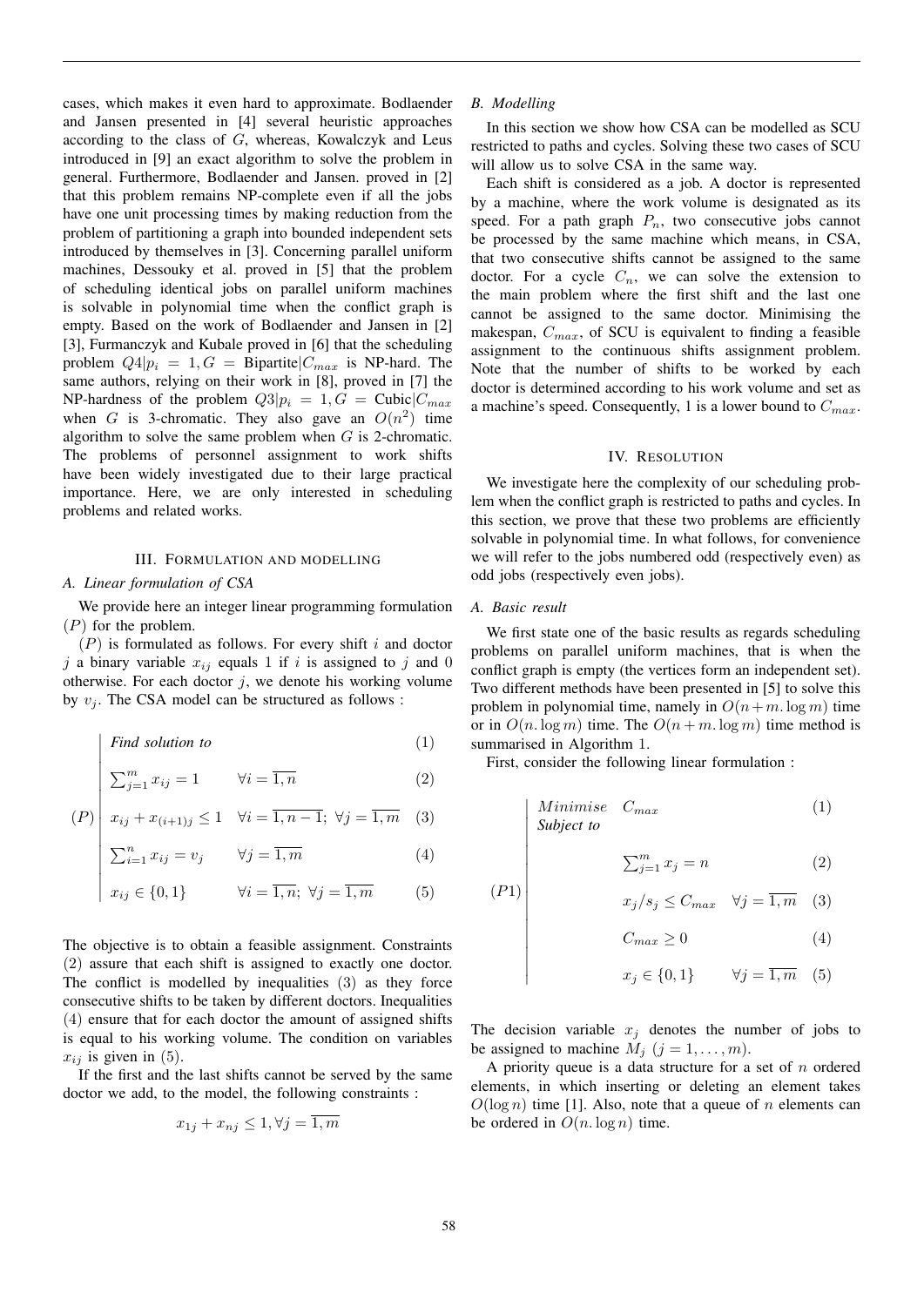cases, which makes it even hard to approximate. Bodlaender and Jansen presented in [4] several heuristic approaches according to the class of $G$, whereas, Kowalczyk and Leus introduced in [9] an exact algorithm to solve the problem in general. Furthermore, Bodlaender and Jansen. proved in [2] that this problem remains NP-complete even if all the jobs have one unit processing times by making reduction from the problem of partitioning a graph into bounded independent sets introduced by themselves in [3]. Concerning parallel uniform machines, Dessouky et al. proved in [5] that the problem of scheduling identical jobs on parallel uniform machines is solvable in polynomial time when the conflict graph is empty. Based on the work of Bodlaender and Jansen in [2] [3], Furmanczyk and Kubale proved in [6] that the scheduling problem $Q4|p_i = 1, G = \text{Bipartite}|C_{max}$ is NP-hard. The same authors, relying on their work in [8], proved in [7] the NP-hardness of the problem $Q3|p_i = 1, G = \text{Cubic}|C_{max}$ when $G$ is 3-chromatic. They also gave an $O(n^2)$ time algorithm to solve the same problem when $G$ is 2-chromatic. The problems of personnel assignment to work shifts have been widely investigated due to their large practical importance. Here, we are only interested in scheduling problems and related works.

## III. Formulation and modelling

### A. Linear formulation of CSA

We provide here an integer linear programming formulation $(P)$ for the problem.

$(P)$ is formulated as follows. For every shift $i$ and doctor $j$ a binary variable $x_{ij}$ equals 1 if $i$ is assigned to $j$ and 0 otherwise. For each doctor $j$, we denote his working volume by $v_j$. The CSA model can be structured as follows :

$$
(P)\left|
\begin{array}{lll}
\textit{Find solution to} & & (1)\\
\sum_{j=1}^{m} x_{ij} = 1 & \forall i = \overline{1,n} & (2)\\
x_{ij} + x_{(i+1)j} \leq 1 & \forall i = \overline{1,n-1};\ \forall j = \overline{1,m} & (3)\\
\sum_{i=1}^{n} x_{ij} = v_j & \forall j = \overline{1,m} & (4)\\
x_{ij} \in \{0,1\} & \forall i = \overline{1,n};\ \forall j = \overline{1,m} & (5)
\end{array}
\right.
$$

The objective is to obtain a feasible assignment. Constraints (2) assure that each shift is assigned to exactly one doctor. The conflict is modelled by inequalities (3) as they force consecutive shifts to be taken by different doctors. Inequalities (4) ensure that for each doctor the amount of assigned shifts is equal to his working volume. The condition on variables $x_{ij}$ is given in (5).

If the first and the last shifts cannot be served by the same doctor we add, to the model, the following constraints :

$$x_{1j} + x_{nj} \leq 1, \forall j = \overline{1,m}$$

### B. Modelling

In this section we show how CSA can be modelled as SCU restricted to paths and cycles. Solving these two cases of SCU will allow us to solve CSA in the same way.

Each shift is considered as a job. A doctor is represented by a machine, where the work volume is designated as its speed. For a path graph $P_n$, two consecutive jobs cannot be processed by the same machine which means, in CSA, that two consecutive shifts cannot be assigned to the same doctor. For a cycle $C_n$, we can solve the extension to the main problem where the first shift and the last one cannot be assigned to the same doctor. Minimising the makespan, $C_{max}$, of SCU is equivalent to finding a feasible assignment to the continuous shifts assignment problem. Note that the number of shifts to be worked by each doctor is determined according to his work volume and set as a machine's speed. Consequently, 1 is a lower bound to $C_{max}$.

## IV. Resolution

We investigate here the complexity of our scheduling problem when the conflict graph is restricted to paths and cycles. In this section, we prove that these two problems are efficiently solvable in polynomial time. In what follows, for convenience we will refer to the jobs numbered odd (respectively even) as odd jobs (respectively even jobs).

### A. Basic result

We first state one of the basic results as regards scheduling problems on parallel uniform machines, that is when the conflict graph is empty (the vertices form an independent set). Two different methods have been presented in [5] to solve this problem in polynomial time, namely in $O(n + m.\log m)$ time or in $O(n.\log m)$ time. The $O(n + m.\log m)$ time method is summarised in Algorithm 1.

First, consider the following linear formulation :

$$
(P1)\left|
\begin{array}{lll}
Minimise \quad C_{max} & & (1)\\
\textit{Subject to} & & \\
\sum_{j=1}^{m} x_j = n & & (2)\\
x_j / s_j \leq C_{max} & \forall j = \overline{1,m} & (3)\\
C_{max} \geq 0 & & (4)\\
x_j \in \{0,1\} & \forall j = \overline{1,m} & (5)
\end{array}
\right.
$$

The decision variable $x_j$ denotes the number of jobs to be assigned to machine $M_j$ $(j = 1, \ldots, m)$.

A priority queue is a data structure for a set of $n$ ordered elements, in which inserting or deleting an element takes $O(\log n)$ time [1]. Also, note that a queue of $n$ elements can be ordered in $O(n.\log n)$ time.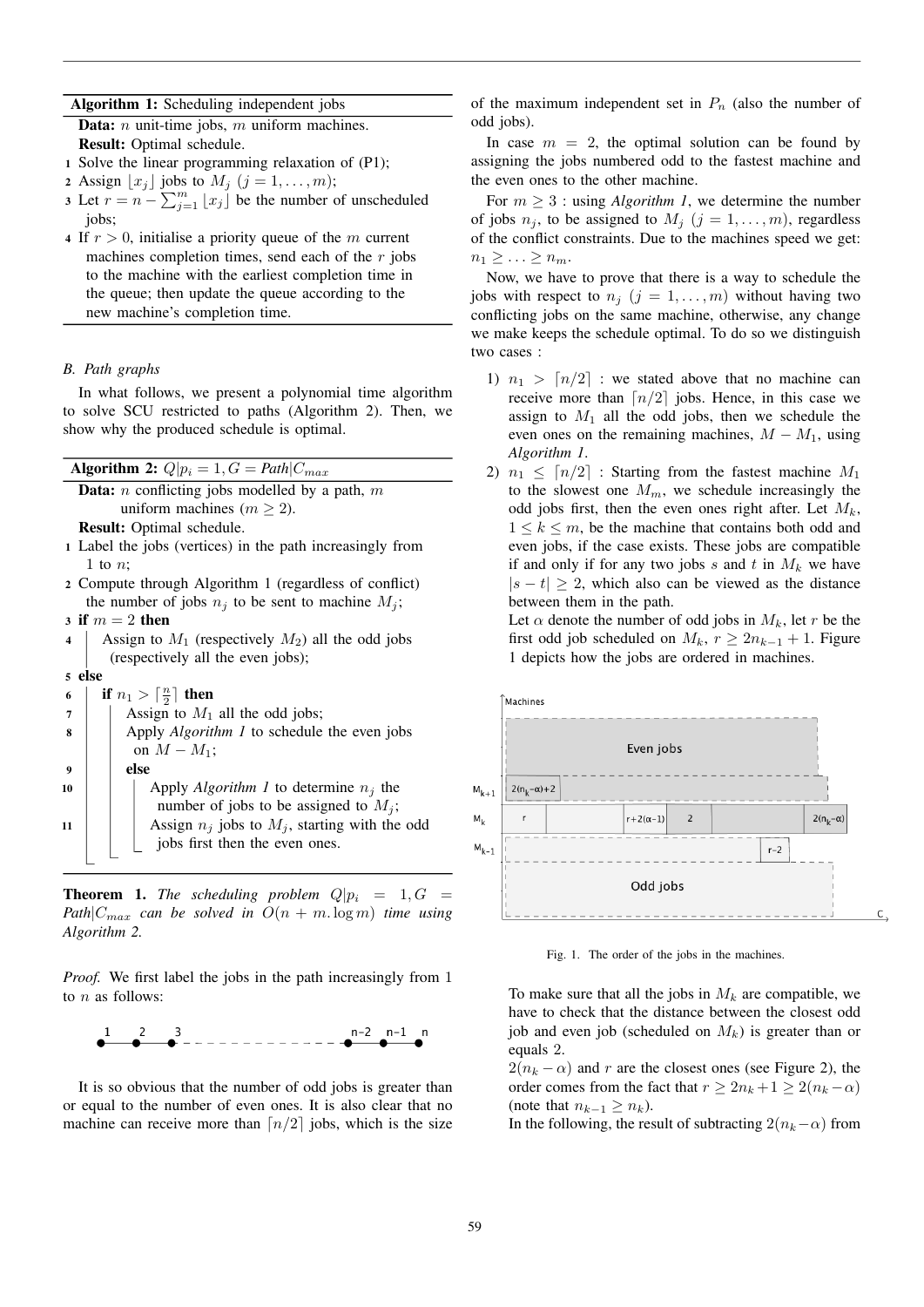**Algorithm 1:** Scheduling independent jobs

**Data:** $n$ unit-time jobs, $m$ uniform machines.
**Result:** Optimal schedule.

1. Solve the linear programming relaxation of (P1);
2. Assign $\lfloor x_j \rfloor$ jobs to $M_j$ $(j = 1, \ldots, m)$;
3. Let $r = n - \sum_{j=1}^{m} \lfloor x_j \rfloor$ be the number of unscheduled jobs;
4. If $r > 0$, initialise a priority queue of the $m$ current machines completion times, send each of the $r$ jobs to the machine with the earliest completion time in the queue; then update the queue according to the new machine's completion time.

### B. Path graphs

In what follows, we present a polynomial time algorithm to solve SCU restricted to paths (Algorithm 2). Then, we show why the produced schedule is optimal.

**Algorithm 2:** $Q|p_i = 1, G = Path|C_{max}$

**Data:** $n$ conflicting jobs modelled by a path, $m$ uniform machines $(m \geq 2)$.
**Result:** Optimal schedule.

1. Label the jobs (vertices) in the path increasingly from 1 to $n$;
2. Compute through Algorithm 1 (regardless of conflict) the number of jobs $n_j$ to be sent to machine $M_j$;
3. **if** $m = 2$ **then**
4. Assign to $M_1$ (respectively $M_2$) all the odd jobs (respectively all the even jobs);
5. **else**
6. **if** $n_1 > \lceil \frac{n}{2} \rceil$ **then**
7. Assign to $M_1$ all the odd jobs;
8. Apply *Algorithm 1* to schedule the even jobs on $M - M_1$;
9. **else**
10. Apply *Algorithm 1* to determine $n_j$ the number of jobs to be assigned to $M_j$;
11. Assign $n_j$ jobs to $M_j$, starting with the odd jobs first then the even ones.

**Theorem 1.** *The scheduling problem $Q|p_i = 1, G = Path|C_{max}$ can be solved in $O(n + m.\log m)$ time using Algorithm 2.*

*Proof.* We first label the jobs in the path increasingly from 1 to $n$ as follows:

1 — 2 — 3 - - - - - - - n−2 — n−1 — n

It is so obvious that the number of odd jobs is greater than or equal to the number of even ones. It is also clear that no machine can receive more than $\lceil n/2 \rceil$ jobs, which is the size of the maximum independent set in $P_n$ (also the number of odd jobs).

In case $m = 2$, the optimal solution can be found by assigning the jobs numbered odd to the fastest machine and the even ones to the other machine.

For $m \geq 3$ : using *Algorithm 1*, we determine the number of jobs $n_j$, to be assigned to $M_j$ $(j = 1, \ldots, m)$, regardless of the conflict constraints. Due to the machines speed we get: $n_1 \geq \ldots \geq n_m$.

Now, we have to prove that there is a way to schedule the jobs with respect to $n_j$ $(j = 1, \ldots, m)$ without having two conflicting jobs on the same machine, otherwise, any change we make keeps the schedule optimal. To do so we distinguish two cases :

1) $n_1 > \lceil n/2 \rceil$ : we stated above that no machine can receive more than $\lceil n/2 \rceil$ jobs. Hence, in this case we assign to $M_1$ all the odd jobs, then we schedule the even ones on the remaining machines, $M - M_1$, using *Algorithm 1*.

2) $n_1 \leq \lceil n/2 \rceil$ : Starting from the fastest machine $M_1$ to the slowest one $M_m$, we schedule increasingly the odd jobs first, then the even ones right after. Let $M_k$, $1 \leq k \leq m$, be the machine that contains both odd and even jobs, if the case exists. These jobs are compatible if and only if for any two jobs $s$ and $t$ in $M_k$ we have $|s - t| \geq 2$, which also can be viewed as the distance between them in the path.
Let $\alpha$ denote the number of odd jobs in $M_k$, let $r$ be the first odd job scheduled on $M_k$, $r \geq 2n_{k-1} + 1$. Figure 1 depicts how the jobs are ordered in machines.

Fig. 1. The order of the jobs in the machines.

To make sure that all the jobs in $M_k$ are compatible, we have to check that the distance between the closest odd job and even job (scheduled on $M_k$) is greater than or equals 2.
$2(n_k - \alpha)$ and $r$ are the closest ones (see Figure 2), the order comes from the fact that $r \geq 2n_k + 1 \geq 2(n_k - \alpha)$ (note that $n_{k-1} \geq n_k$).
In the following, the result of subtracting $2(n_k - \alpha)$ from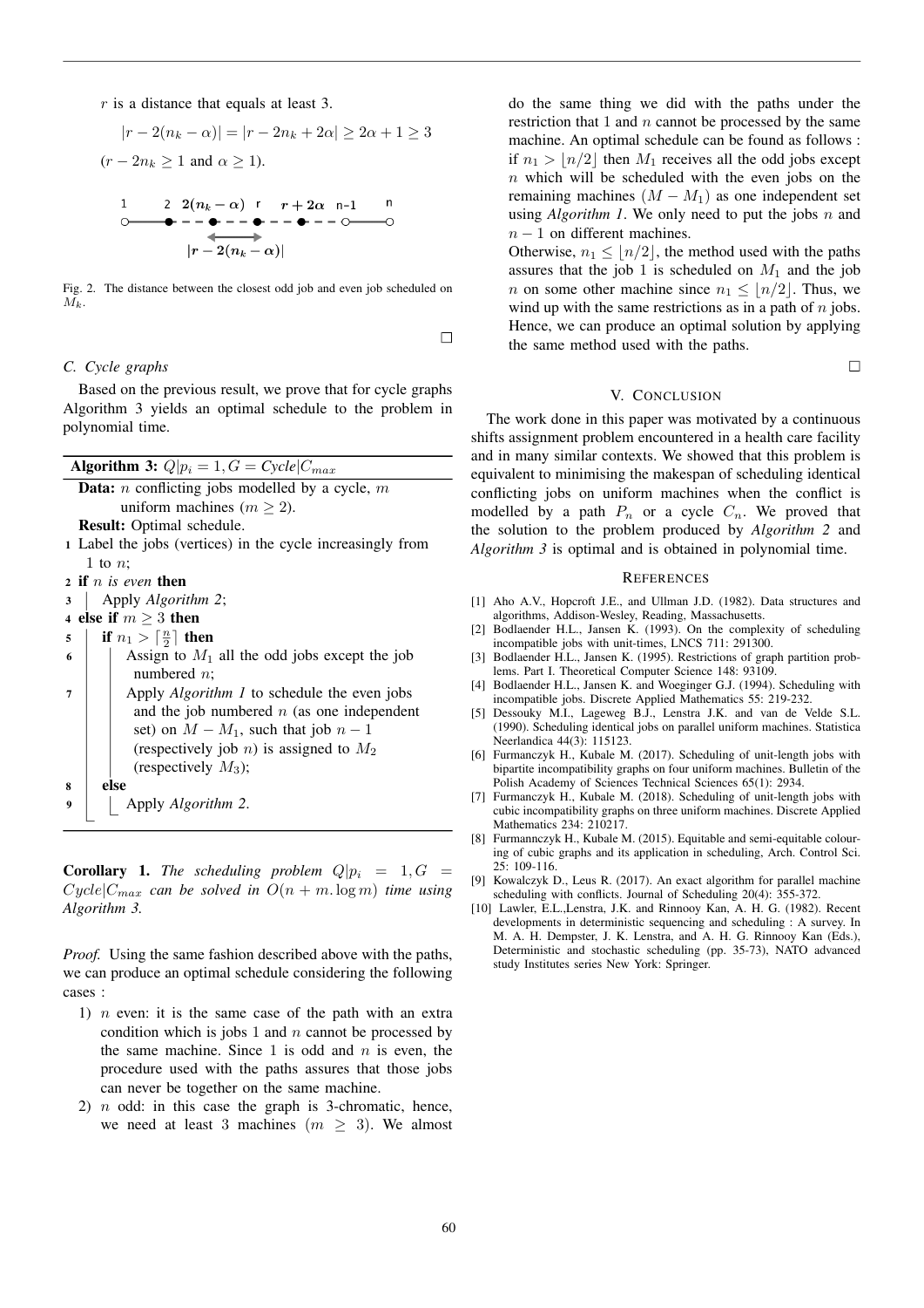$r$ is a distance that equals at least 3.

$$|r - 2(n_k - \alpha)| = |r - 2n_k + 2\alpha| \geq 2\alpha + 1 \geq 3$$

($r - 2n_k \geq 1$ and $\alpha \geq 1$).

1 2 $2(n_k - \alpha)$ r $r + 2\alpha$ n-1 n

$|r - 2(n_k - \alpha)|$

Fig. 2. The distance between the closest odd job and even job scheduled on $M_k$.

□

### C. Cycle graphs

Based on the previous result, we prove that for cycle graphs Algorithm 3 yields an optimal schedule to the problem in polynomial time.

**Algorithm 3:** $Q|p_i = 1, G = Cycle|C_{max}$

**Data:** $n$ conflicting jobs modelled by a cycle, $m$ uniform machines ($m \geq 2$).

**Result:** Optimal schedule.

1. Label the jobs (vertices) in the cycle increasingly from 1 to $n$;
2. **if** $n$ *is even* **then**
3. Apply *Algorithm 2*;
4. **else if** $m \geq 3$ **then**
5. **if** $n_1 > \lceil \frac{n}{2} \rceil$ **then**
6. Assign to $M_1$ all the odd jobs except the job numbered $n$;
7. Apply *Algorithm 1* to schedule the even jobs and the job numbered $n$ (as one independent set) on $M - M_1$, such that job $n-1$ (respectively job $n$) is assigned to $M_2$ (respectively $M_3$);
8. **else**
9. Apply *Algorithm 2*.

**Corollary 1.** *The scheduling problem $Q|p_i = 1, G = Cycle|C_{max}$ can be solved in $O(n + m.\log m)$ time using Algorithm 3.*

*Proof.* Using the same fashion described above with the paths, we can produce an optimal schedule considering the following cases :

1) $n$ even: it is the same case of the path with an extra condition which is jobs 1 and $n$ cannot be processed by the same machine. Since 1 is odd and $n$ is even, the procedure used with the paths assures that those jobs can never be together on the same machine.

2) $n$ odd: in this case the graph is 3-chromatic, hence, we need at least 3 machines ($m \geq 3$). We almost do the same thing we did with the paths under the restriction that 1 and $n$ cannot be processed by the same machine. An optimal schedule can be found as follows : if $n_1 > \lfloor n/2 \rfloor$ then $M_1$ receives all the odd jobs except $n$ which will be scheduled with the even jobs on the remaining machines ($M - M_1$) as one independent set using *Algorithm 1*. We only need to put the jobs $n$ and $n-1$ on different machines.
Otherwise, $n_1 \leq \lfloor n/2 \rfloor$, the method used with the paths assures that the job 1 is scheduled on $M_1$ and the job $n$ on some other machine since $n_1 \leq \lfloor n/2 \rfloor$. Thus, we wind up with the same restrictions as in a path of $n$ jobs. Hence, we can produce an optimal solution by applying the same method used with the paths.

□

## V. Conclusion

The work done in this paper was motivated by a continuous shifts assignment problem encountered in a health care facility and in many similar contexts. We showed that this problem is equivalent to minimising the makespan of scheduling identical conflicting jobs on uniform machines when the conflict is modelled by a path $P_n$ or a cycle $C_n$. We proved that the solution to the problem produced by *Algorithm 2* and *Algorithm 3* is optimal and is obtained in polynomial time.

## References

[1] Aho A.V., Hopcroft J.E., and Ullman J.D. (1982). Data structures and algorithms, Addison-Wesley, Reading, Massachusetts.

[2] Bodlaender H.L., Jansen K. (1993). On the complexity of scheduling incompatible jobs with unit-times, LNCS 711: 291300.

[3] Bodlaender H.L., Jansen K. (1995). Restrictions of graph partition problems. Part I. Theoretical Computer Science 148: 93109.

[4] Bodlaender H.L., Jansen K. and Woeginger G.J. (1994). Scheduling with incompatible jobs. Discrete Applied Mathematics 55: 219-232.

[5] Dessouky M.I., Lageweg B.J., Lenstra J.K. and van de Velde S.L. (1990). Scheduling identical jobs on parallel uniform machines. Statistica Neerlandica 44(3): 115123.

[6] Furmanczyk H., Kubale M. (2017). Scheduling of unit-length jobs with bipartite incompatibility graphs on four uniform machines. Bulletin of the Polish Academy of Sciences Technical Sciences 65(1): 2934.

[7] Furmanczyk H., Kubale M. (2018). Scheduling of unit-length jobs with cubic incompatibility graphs on three uniform machines. Discrete Applied Mathematics 234: 210217.

[8] Furmannczyk H., Kubale M. (2015). Equitable and semi-equitable colouring of cubic graphs and its application in scheduling, Arch. Control Sci. 25: 109-116.

[9] Kowalczyk D., Leus R. (2017). An exact algorithm for parallel machine scheduling with conflicts. Journal of Scheduling 20(4): 355-372.

[10] Lawler, E.L.,Lenstra, J.K. and Rinnooy Kan, A. H. G. (1982). Recent developments in deterministic sequencing and scheduling : A survey. In M. A. H. Dempster, J. K. Lenstra, and A. H. G. Rinnooy Kan (Eds.), Deterministic and stochastic scheduling (pp. 35-73), NATO advanced study Institutes series New York: Springer.